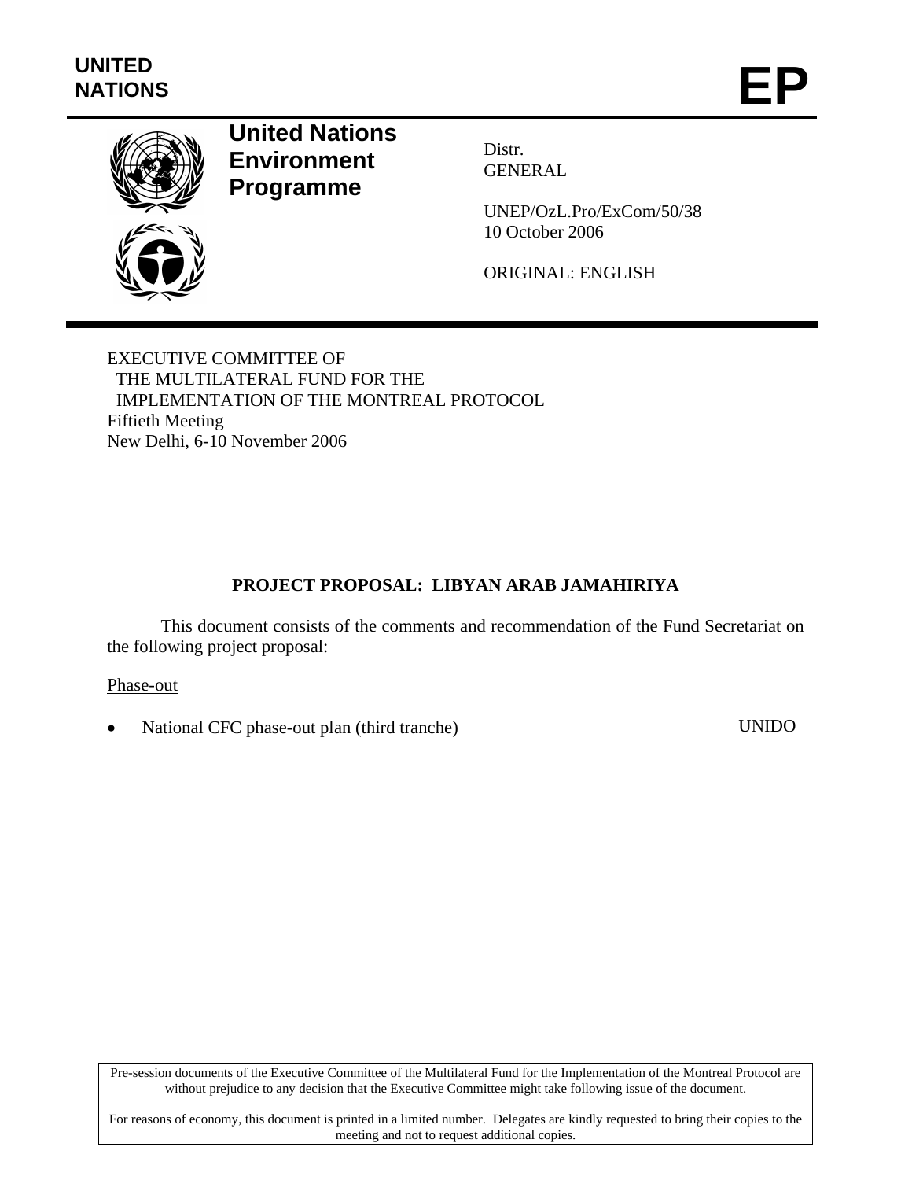UNITED NATIONS

# EP

**United Nations Environment Programme**

Distr.
GENERAL

UNEP/OzL.Pro/ExCom/50/38
10 October 2006

ORIGINAL: ENGLISH

EXECUTIVE COMMITTEE OF
THE MULTILATERAL FUND FOR THE
IMPLEMENTATION OF THE MONTREAL PROTOCOL
Fiftieth Meeting
New Delhi, 6-10 November 2006

## PROJECT PROPOSAL: LIBYAN ARAB JAMAHIRIYA

This document consists of the comments and recommendation of the Fund Secretariat on the following project proposal:

Phase-out

- National CFC phase-out plan (third tranche) UNIDO

Pre-session documents of the Executive Committee of the Multilateral Fund for the Implementation of the Montreal Protocol are without prejudice to any decision that the Executive Committee might take following issue of the document.

For reasons of economy, this document is printed in a limited number. Delegates are kindly requested to bring their copies to the meeting and not to request additional copies.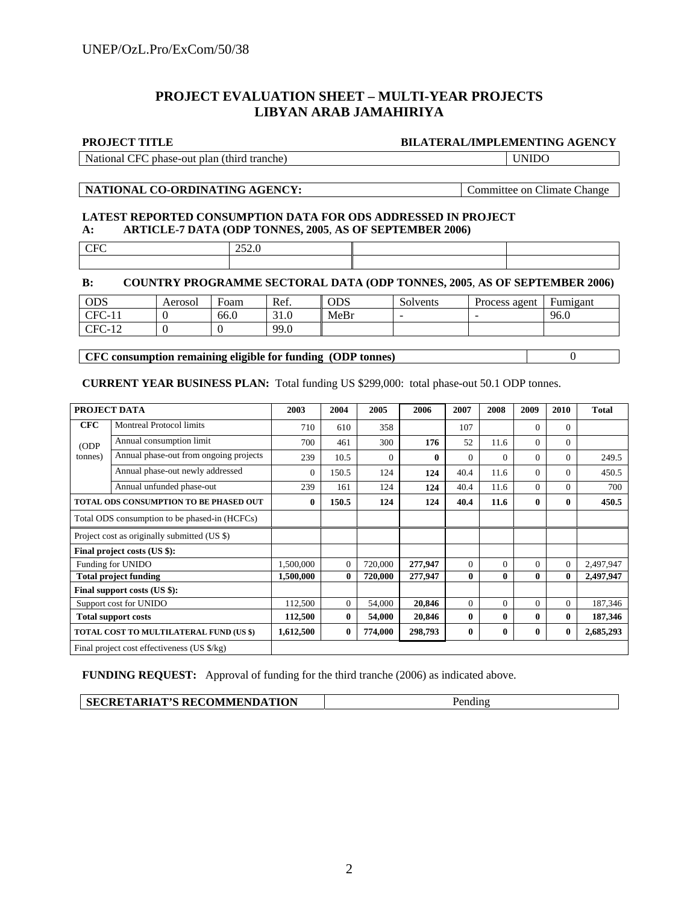## PROJECT EVALUATION SHEET – MULTI-YEAR PROJECTS
## LIBYAN ARAB JAMAHIRIYA

| PROJECT TITLE | BILATERAL/IMPLEMENTING AGENCY |
|---|---|
| National CFC phase-out plan (third tranche) | UNIDO |

| NATIONAL CO-ORDINATING AGENCY: | Committee on Climate Change |
|---|---|

**LATEST REPORTED CONSUMPTION DATA FOR ODS ADDRESSED IN PROJECT**

**A: ARTICLE-7 DATA (ODP TONNES, 2005, AS OF SEPTEMBER 2006)**

| CFC | 252.0 | | |
|---|---|---|---|
| | | | |

**B: COUNTRY PROGRAMME SECTORAL DATA (ODP TONNES, 2005, AS OF SEPTEMBER 2006)**

| ODS | Aerosol | Foam | Ref. | ODS | Solvents | Process agent | Fumigant |
|---|---|---|---|---|---|---|---|
| CFC-11 | 0 | 66.0 | 31.0 | MeBr | - | - | 96.0 |
| CFC-12 | 0 | 0 | 99.0 | | | | |

| CFC consumption remaining eligible for funding (ODP tonnes) | 0 |
|---|---|

**CURRENT YEAR BUSINESS PLAN:** Total funding US $299,000: total phase-out 50.1 ODP tonnes.

| PROJECT DATA | | 2003 | 2004 | 2005 | 2006 | 2007 | 2008 | 2009 | 2010 | Total |
|---|---|---|---|---|---|---|---|---|---|---|
| CFC | Montreal Protocol limits | 710 | 610 | 358 | | 107 | | 0 | 0 | |
| (ODP | Annual consumption limit | 700 | 461 | 300 | **176** | 52 | 11.6 | 0 | 0 | |
| tonnes) | Annual phase-out from ongoing projects | 239 | 10.5 | 0 | **0** | 0 | 0 | 0 | 0 | 249.5 |
| | Annual phase-out newly addressed | 0 | 150.5 | 124 | **124** | 40.4 | 11.6 | 0 | 0 | 450.5 |
| | Annual unfunded phase-out | 239 | 161 | 124 | **124** | 40.4 | 11.6 | 0 | 0 | 700 |
| **TOTAL ODS CONSUMPTION TO BE PHASED OUT** | | **0** | **150.5** | **124** | **124** | **40.4** | **11.6** | **0** | **0** | **450.5** |
| Total ODS consumption to be phased-in (HCFCs) | | | | | | | | | | |
| Project cost as originally submitted (US $) | | | | | | | | | | |
| **Final project costs (US $):** | | | | | | | | | | |
| Funding for UNIDO | | 1,500,000 | 0 | 720,000 | **277,947** | 0 | 0 | 0 | 0 | 2,497,947 |
| **Total project funding** | | **1,500,000** | **0** | **720,000** | **277,947** | **0** | **0** | **0** | **0** | **2,497,947** |
| **Final support costs (US $):** | | | | | | | | | | |
| Support cost for UNIDO | | 112,500 | 0 | 54,000 | **20,846** | 0 | 0 | 0 | 0 | 187,346 |
| **Total support costs** | | **112,500** | **0** | **54,000** | **20,846** | **0** | **0** | **0** | **0** | **187,346** |
| **TOTAL COST TO MULTILATERAL FUND (US $)** | | **1,612,500** | **0** | **774,000** | **298,793** | **0** | **0** | **0** | **0** | **2,685,293** |
| Final project cost effectiveness (US $/kg) | | | | | | | | | | |

**FUNDING REQUEST:** Approval of funding for the third tranche (2006) as indicated above.

| SECRETARIAT'S RECOMMENDATION | Pending |
|---|---|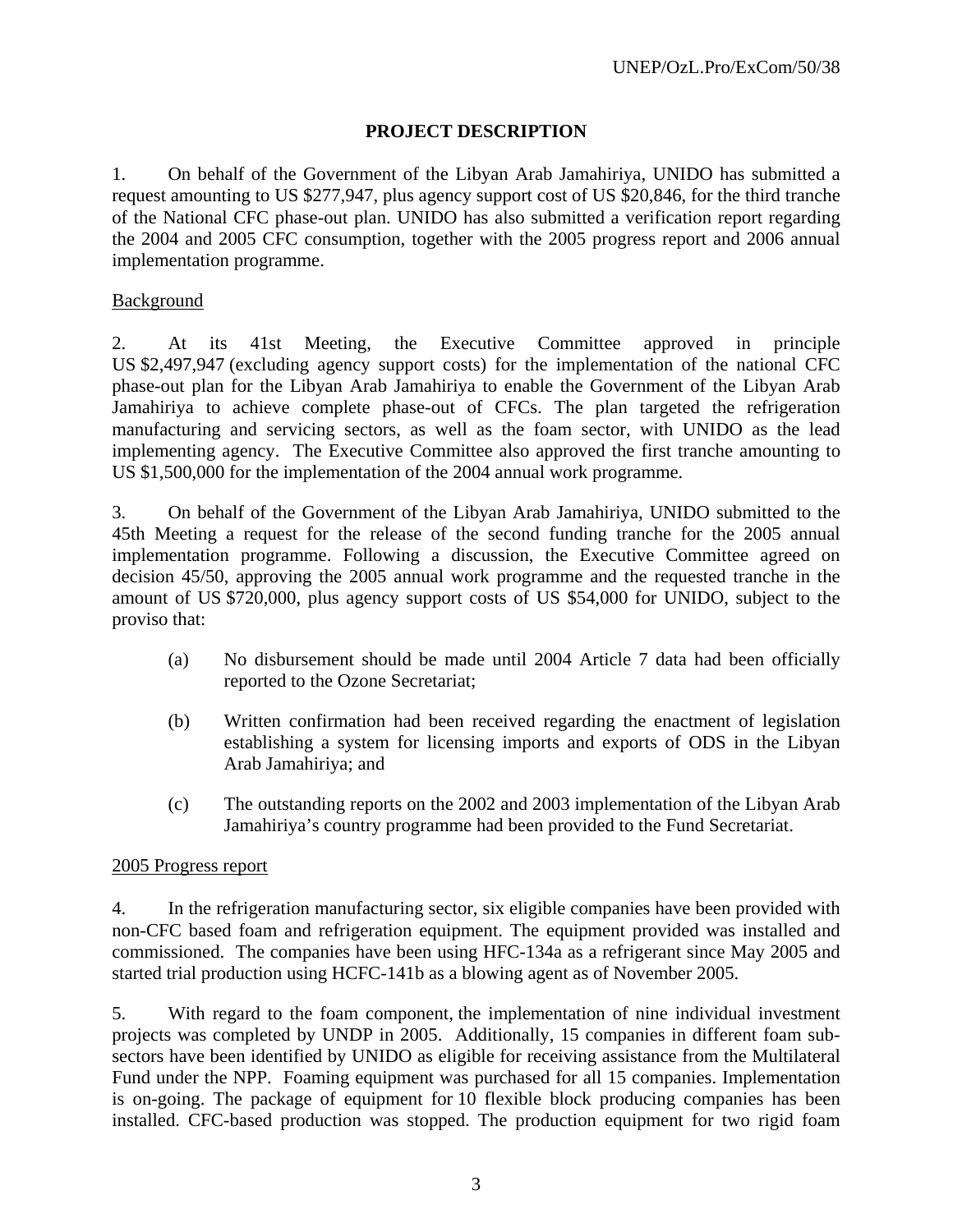# PROJECT DESCRIPTION

1. On behalf of the Government of the Libyan Arab Jamahiriya, UNIDO has submitted a request amounting to US $277,947, plus agency support cost of US $20,846, for the third tranche of the National CFC phase-out plan. UNIDO has also submitted a verification report regarding the 2004 and 2005 CFC consumption, together with the 2005 progress report and 2006 annual implementation programme.

Background

2. At its 41st Meeting, the Executive Committee approved in principle US $2,497,947 (excluding agency support costs) for the implementation of the national CFC phase-out plan for the Libyan Arab Jamahiriya to enable the Government of the Libyan Arab Jamahiriya to achieve complete phase-out of CFCs. The plan targeted the refrigeration manufacturing and servicing sectors, as well as the foam sector, with UNIDO as the lead implementing agency. The Executive Committee also approved the first tranche amounting to US $1,500,000 for the implementation of the 2004 annual work programme.

3. On behalf of the Government of the Libyan Arab Jamahiriya, UNIDO submitted to the 45th Meeting a request for the release of the second funding tranche for the 2005 annual implementation programme. Following a discussion, the Executive Committee agreed on decision 45/50, approving the 2005 annual work programme and the requested tranche in the amount of US $720,000, plus agency support costs of US $54,000 for UNIDO, subject to the proviso that:

(a) No disbursement should be made until 2004 Article 7 data had been officially reported to the Ozone Secretariat;

(b) Written confirmation had been received regarding the enactment of legislation establishing a system for licensing imports and exports of ODS in the Libyan Arab Jamahiriya; and

(c) The outstanding reports on the 2002 and 2003 implementation of the Libyan Arab Jamahiriya's country programme had been provided to the Fund Secretariat.

2005 Progress report

4. In the refrigeration manufacturing sector, six eligible companies have been provided with non-CFC based foam and refrigeration equipment. The equipment provided was installed and commissioned. The companies have been using HFC-134a as a refrigerant since May 2005 and started trial production using HCFC-141b as a blowing agent as of November 2005.

5. With regard to the foam component, the implementation of nine individual investment projects was completed by UNDP in 2005. Additionally, 15 companies in different foam sub-sectors have been identified by UNIDO as eligible for receiving assistance from the Multilateral Fund under the NPP. Foaming equipment was purchased for all 15 companies. Implementation is on-going. The package of equipment for 10 flexible block producing companies has been installed. CFC-based production was stopped. The production equipment for two rigid foam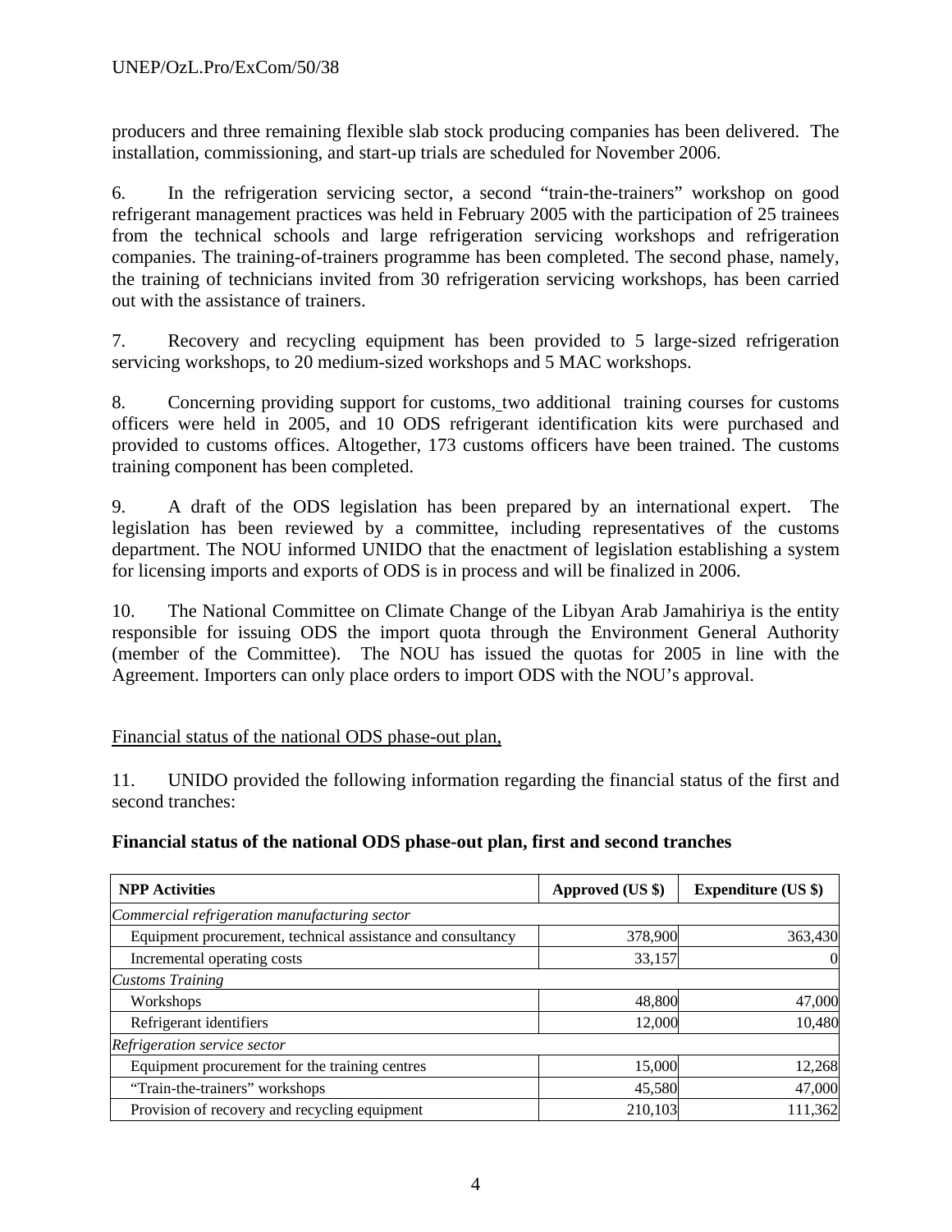producers and three remaining flexible slab stock producing companies has been delivered. The installation, commissioning, and start-up trials are scheduled for November 2006.

6. In the refrigeration servicing sector, a second “train-the-trainers” workshop on good refrigerant management practices was held in February 2005 with the participation of 25 trainees from the technical schools and large refrigeration servicing workshops and refrigeration companies. The training-of-trainers programme has been completed. The second phase, namely, the training of technicians invited from 30 refrigeration servicing workshops, has been carried out with the assistance of trainers.

7. Recovery and recycling equipment has been provided to 5 large-sized refrigeration servicing workshops, to 20 medium-sized workshops and 5 MAC workshops.

8. Concerning providing support for customs, two additional training courses for customs officers were held in 2005, and 10 ODS refrigerant identification kits were purchased and provided to customs offices. Altogether, 173 customs officers have been trained. The customs training component has been completed.

9. A draft of the ODS legislation has been prepared by an international expert. The legislation has been reviewed by a committee, including representatives of the customs department. The NOU informed UNIDO that the enactment of legislation establishing a system for licensing imports and exports of ODS is in process and will be finalized in 2006.

10. The National Committee on Climate Change of the Libyan Arab Jamahiriya is the entity responsible for issuing ODS the import quota through the Environment General Authority (member of the Committee). The NOU has issued the quotas for 2005 in line with the Agreement. Importers can only place orders to import ODS with the NOU's approval.

Financial status of the national ODS phase-out plan,

11. UNIDO provided the following information regarding the financial status of the first and second tranches:

**Financial status of the national ODS phase-out plan, first and second tranches**

| NPP Activities | Approved (US $) | Expenditure (US $) |
|---|---|---|
| *Commercial refrigeration manufacturing sector* | | |
| Equipment procurement, technical assistance and consultancy | 378,900 | 363,430 |
| Incremental operating costs | 33,157 | 0 |
| *Customs Training* | | |
| Workshops | 48,800 | 47,000 |
| Refrigerant identifiers | 12,000 | 10,480 |
| *Refrigeration service sector* | | |
| Equipment procurement for the training centres | 15,000 | 12,268 |
| “Train-the-trainers” workshops | 45,580 | 47,000 |
| Provision of recovery and recycling equipment | 210,103 | 111,362 |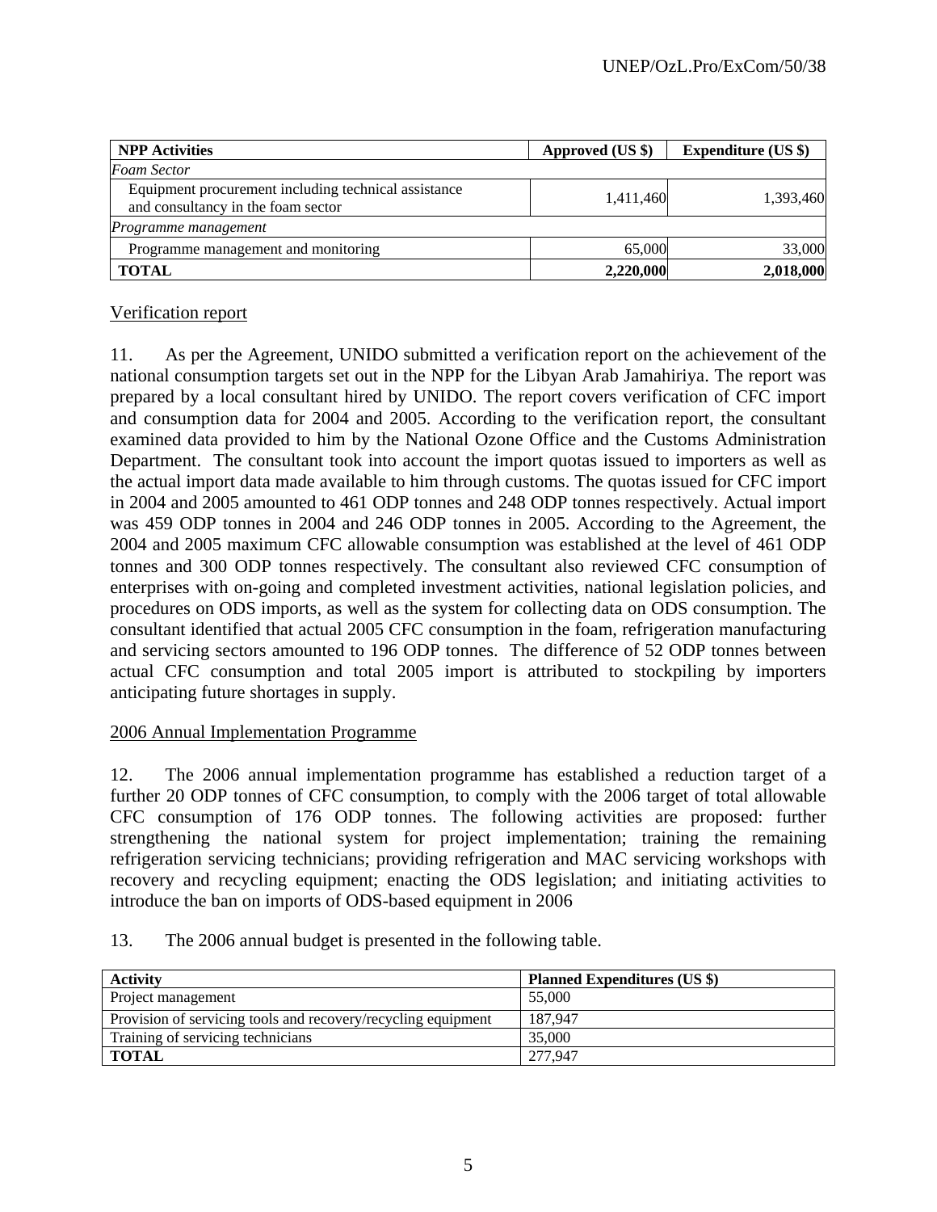| NPP Activities | Approved (US $) | Expenditure (US $) |
|---|---|---|
| *Foam Sector* | | |
| Equipment procurement including technical assistance and consultancy in the foam sector | 1,411,460 | 1,393,460 |
| *Programme management* | | |
| Programme management and monitoring | 65,000 | 33,000 |
| **TOTAL** | **2,220,000** | **2,018,000** |

Verification report

11. As per the Agreement, UNIDO submitted a verification report on the achievement of the national consumption targets set out in the NPP for the Libyan Arab Jamahiriya. The report was prepared by a local consultant hired by UNIDO. The report covers verification of CFC import and consumption data for 2004 and 2005. According to the verification report, the consultant examined data provided to him by the National Ozone Office and the Customs Administration Department. The consultant took into account the import quotas issued to importers as well as the actual import data made available to him through customs. The quotas issued for CFC import in 2004 and 2005 amounted to 461 ODP tonnes and 248 ODP tonnes respectively. Actual import was 459 ODP tonnes in 2004 and 246 ODP tonnes in 2005. According to the Agreement, the 2004 and 2005 maximum CFC allowable consumption was established at the level of 461 ODP tonnes and 300 ODP tonnes respectively. The consultant also reviewed CFC consumption of enterprises with on-going and completed investment activities, national legislation policies, and procedures on ODS imports, as well as the system for collecting data on ODS consumption. The consultant identified that actual 2005 CFC consumption in the foam, refrigeration manufacturing and servicing sectors amounted to 196 ODP tonnes. The difference of 52 ODP tonnes between actual CFC consumption and total 2005 import is attributed to stockpiling by importers anticipating future shortages in supply.

2006 Annual Implementation Programme

12. The 2006 annual implementation programme has established a reduction target of a further 20 ODP tonnes of CFC consumption, to comply with the 2006 target of total allowable CFC consumption of 176 ODP tonnes. The following activities are proposed: further strengthening the national system for project implementation; training the remaining refrigeration servicing technicians; providing refrigeration and MAC servicing workshops with recovery and recycling equipment; enacting the ODS legislation; and initiating activities to introduce the ban on imports of ODS-based equipment in 2006

13. The 2006 annual budget is presented in the following table.

| Activity | Planned Expenditures (US $) |
|---|---|
| Project management | 55,000 |
| Provision of servicing tools and recovery/recycling equipment | 187,947 |
| Training of servicing technicians | 35,000 |
| **TOTAL** | 277,947 |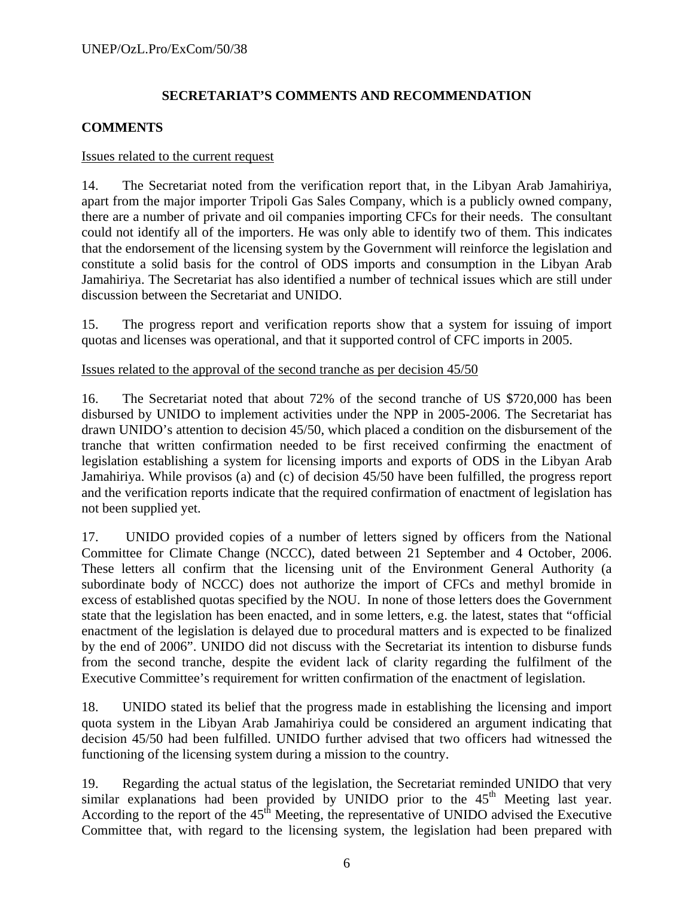## SECRETARIAT'S COMMENTS AND RECOMMENDATION

### COMMENTS

Issues related to the current request

14. The Secretariat noted from the verification report that, in the Libyan Arab Jamahiriya, apart from the major importer Tripoli Gas Sales Company, which is a publicly owned company, there are a number of private and oil companies importing CFCs for their needs. The consultant could not identify all of the importers. He was only able to identify two of them. This indicates that the endorsement of the licensing system by the Government will reinforce the legislation and constitute a solid basis for the control of ODS imports and consumption in the Libyan Arab Jamahiriya. The Secretariat has also identified a number of technical issues which are still under discussion between the Secretariat and UNIDO.

15. The progress report and verification reports show that a system for issuing of import quotas and licenses was operational, and that it supported control of CFC imports in 2005.

Issues related to the approval of the second tranche as per decision 45/50

16. The Secretariat noted that about 72% of the second tranche of US $720,000 has been disbursed by UNIDO to implement activities under the NPP in 2005-2006. The Secretariat has drawn UNIDO's attention to decision 45/50, which placed a condition on the disbursement of the tranche that written confirmation needed to be first received confirming the enactment of legislation establishing a system for licensing imports and exports of ODS in the Libyan Arab Jamahiriya. While provisos (a) and (c) of decision 45/50 have been fulfilled, the progress report and the verification reports indicate that the required confirmation of enactment of legislation has not been supplied yet.

17. UNIDO provided copies of a number of letters signed by officers from the National Committee for Climate Change (NCCC), dated between 21 September and 4 October, 2006. These letters all confirm that the licensing unit of the Environment General Authority (a subordinate body of NCCC) does not authorize the import of CFCs and methyl bromide in excess of established quotas specified by the NOU. In none of those letters does the Government state that the legislation has been enacted, and in some letters, e.g. the latest, states that "official enactment of the legislation is delayed due to procedural matters and is expected to be finalized by the end of 2006". UNIDO did not discuss with the Secretariat its intention to disburse funds from the second tranche, despite the evident lack of clarity regarding the fulfilment of the Executive Committee's requirement for written confirmation of the enactment of legislation.

18. UNIDO stated its belief that the progress made in establishing the licensing and import quota system in the Libyan Arab Jamahiriya could be considered an argument indicating that decision 45/50 had been fulfilled. UNIDO further advised that two officers had witnessed the functioning of the licensing system during a mission to the country.

19. Regarding the actual status of the legislation, the Secretariat reminded UNIDO that very similar explanations had been provided by UNIDO prior to the 45th Meeting last year. According to the report of the 45th Meeting, the representative of UNIDO advised the Executive Committee that, with regard to the licensing system, the legislation had been prepared with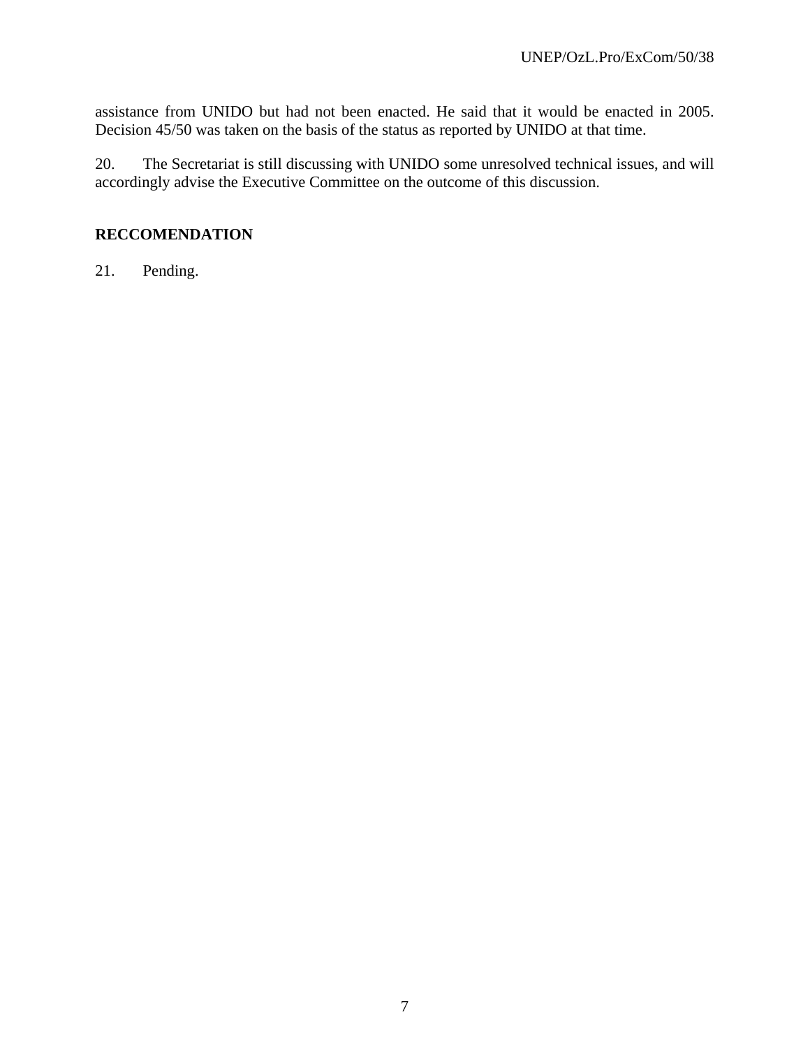assistance from UNIDO but had not been enacted. He said that it would be enacted in 2005. Decision 45/50 was taken on the basis of the status as reported by UNIDO at that time.

20. The Secretariat is still discussing with UNIDO some unresolved technical issues, and will accordingly advise the Executive Committee on the outcome of this discussion.

**RECCOMENDATION**

21. Pending.